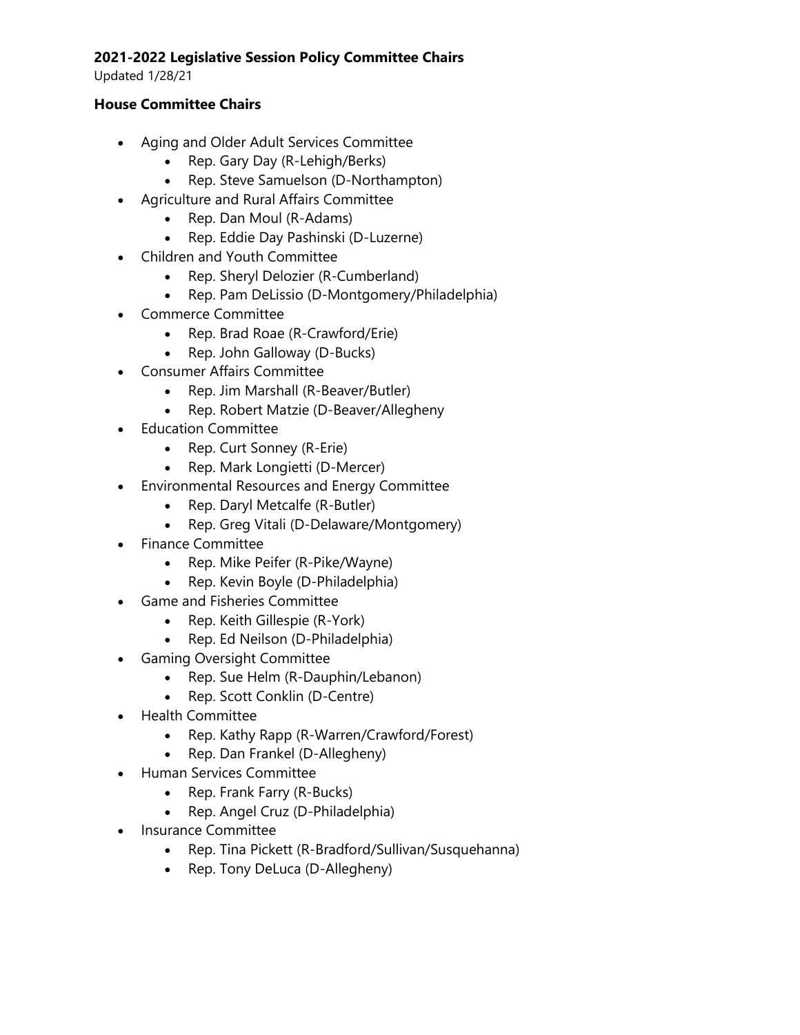**2021-2022 Legislative Session Policy Committee Chairs**

Updated 1/28/21

**House Committee Chairs**

- Aging and Older Adult Services Committee
  - Rep. Gary Day (R-Lehigh/Berks)
  - Rep. Steve Samuelson (D-Northampton)
- Agriculture and Rural Affairs Committee
  - Rep. Dan Moul (R-Adams)
  - Rep. Eddie Day Pashinski (D-Luzerne)
- Children and Youth Committee
  - Rep. Sheryl Delozier (R-Cumberland)
  - Rep. Pam DeLissio (D-Montgomery/Philadelphia)
- Commerce Committee
  - Rep. Brad Roae (R-Crawford/Erie)
  - Rep. John Galloway (D-Bucks)
- Consumer Affairs Committee
  - Rep. Jim Marshall (R-Beaver/Butler)
  - Rep. Robert Matzie (D-Beaver/Allegheny
- Education Committee
  - Rep. Curt Sonney (R-Erie)
  - Rep. Mark Longietti (D-Mercer)
- Environmental Resources and Energy Committee
  - Rep. Daryl Metcalfe (R-Butler)
  - Rep. Greg Vitali (D-Delaware/Montgomery)
- Finance Committee
  - Rep. Mike Peifer (R-Pike/Wayne)
  - Rep. Kevin Boyle (D-Philadelphia)
- Game and Fisheries Committee
  - Rep. Keith Gillespie (R-York)
  - Rep. Ed Neilson (D-Philadelphia)
- Gaming Oversight Committee
  - Rep. Sue Helm (R-Dauphin/Lebanon)
  - Rep. Scott Conklin (D-Centre)
- Health Committee
  - Rep. Kathy Rapp (R-Warren/Crawford/Forest)
  - Rep. Dan Frankel (D-Allegheny)
- Human Services Committee
  - Rep. Frank Farry (R-Bucks)
  - Rep. Angel Cruz (D-Philadelphia)
- Insurance Committee
  - Rep. Tina Pickett (R-Bradford/Sullivan/Susquehanna)
  - Rep. Tony DeLuca (D-Allegheny)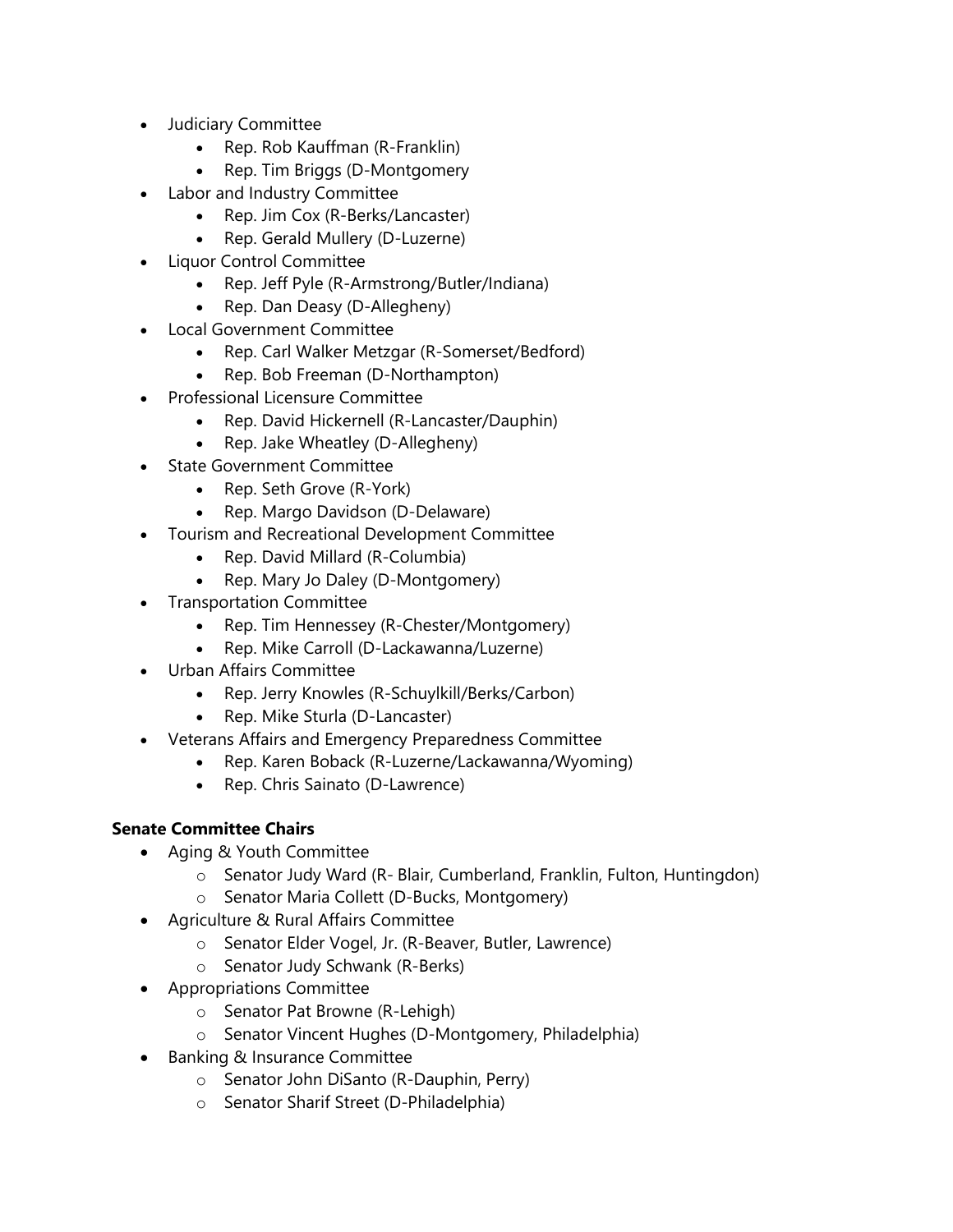- Judiciary Committee
    - Rep. Rob Kauffman (R-Franklin)
    - Rep. Tim Briggs (D-Montgomery
- Labor and Industry Committee
    - Rep. Jim Cox (R-Berks/Lancaster)
    - Rep. Gerald Mullery (D-Luzerne)
- Liquor Control Committee
    - Rep. Jeff Pyle (R-Armstrong/Butler/Indiana)
    - Rep. Dan Deasy (D-Allegheny)
- Local Government Committee
    - Rep. Carl Walker Metzgar (R-Somerset/Bedford)
    - Rep. Bob Freeman (D-Northampton)
- Professional Licensure Committee
    - Rep. David Hickernell (R-Lancaster/Dauphin)
    - Rep. Jake Wheatley (D-Allegheny)
- State Government Committee
    - Rep. Seth Grove (R-York)
    - Rep. Margo Davidson (D-Delaware)
- Tourism and Recreational Development Committee
    - Rep. David Millard (R-Columbia)
    - Rep. Mary Jo Daley (D-Montgomery)
- Transportation Committee
    - Rep. Tim Hennessey (R-Chester/Montgomery)
    - Rep. Mike Carroll (D-Lackawanna/Luzerne)
- Urban Affairs Committee
    - Rep. Jerry Knowles (R-Schuylkill/Berks/Carbon)
    - Rep. Mike Sturla (D-Lancaster)
- Veterans Affairs and Emergency Preparedness Committee
    - Rep. Karen Boback (R-Luzerne/Lackawanna/Wyoming)
    - Rep. Chris Sainato (D-Lawrence)

**Senate Committee Chairs**

- Aging & Youth Committee
    - Senator Judy Ward (R- Blair, Cumberland, Franklin, Fulton, Huntingdon)
    - Senator Maria Collett (D-Bucks, Montgomery)
- Agriculture & Rural Affairs Committee
    - Senator Elder Vogel, Jr. (R-Beaver, Butler, Lawrence)
    - Senator Judy Schwank (R-Berks)
- Appropriations Committee
    - Senator Pat Browne (R-Lehigh)
    - Senator Vincent Hughes (D-Montgomery, Philadelphia)
- Banking & Insurance Committee
    - Senator John DiSanto (R-Dauphin, Perry)
    - Senator Sharif Street (D-Philadelphia)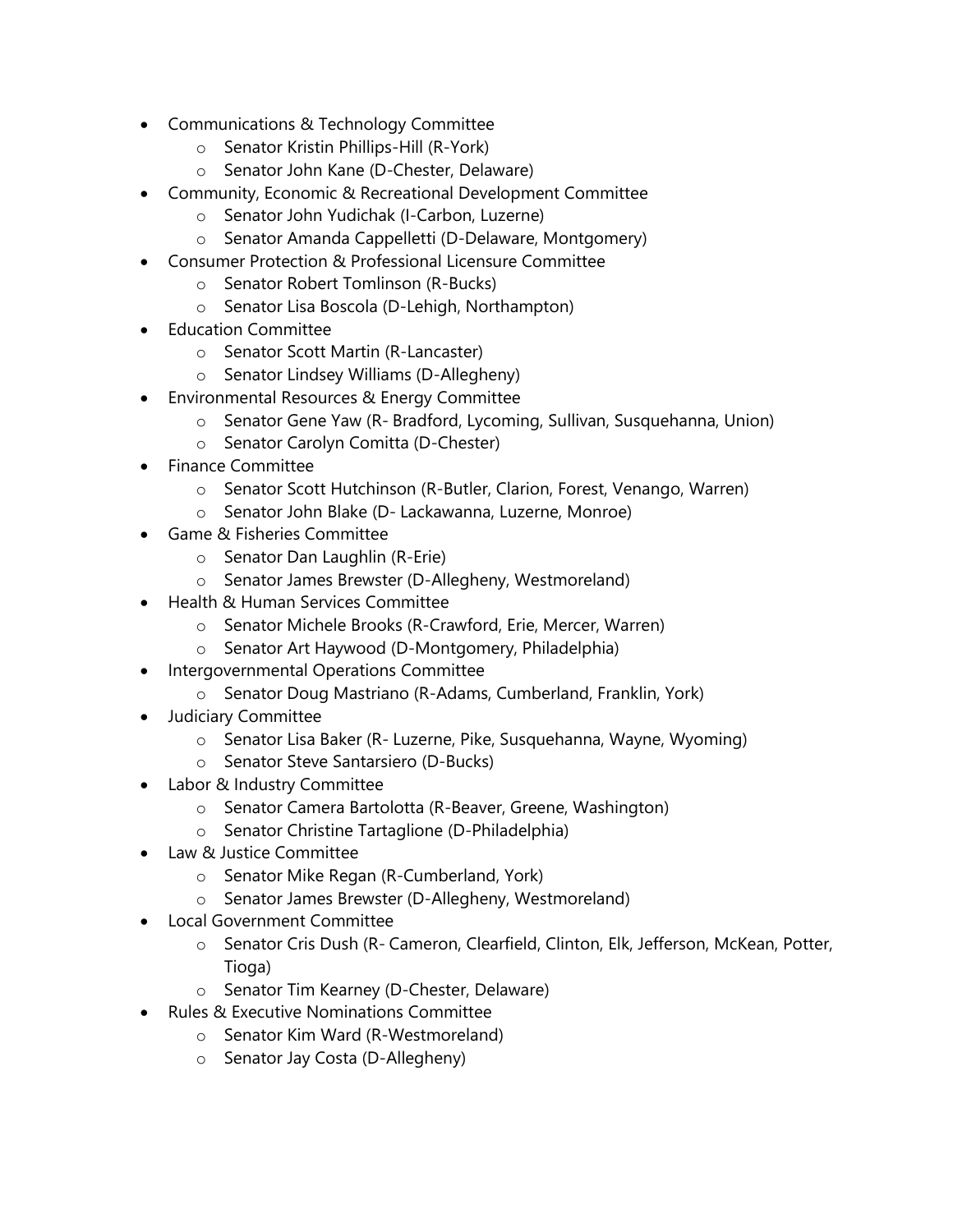- Communications & Technology Committee
    - Senator Kristin Phillips-Hill (R-York)
    - Senator John Kane (D-Chester, Delaware)
- Community, Economic & Recreational Development Committee
    - Senator John Yudichak (I-Carbon, Luzerne)
    - Senator Amanda Cappelletti (D-Delaware, Montgomery)
- Consumer Protection & Professional Licensure Committee
    - Senator Robert Tomlinson (R-Bucks)
    - Senator Lisa Boscola (D-Lehigh, Northampton)
- Education Committee
    - Senator Scott Martin (R-Lancaster)
    - Senator Lindsey Williams (D-Allegheny)
- Environmental Resources & Energy Committee
    - Senator Gene Yaw (R- Bradford, Lycoming, Sullivan, Susquehanna, Union)
    - Senator Carolyn Comitta (D-Chester)
- Finance Committee
    - Senator Scott Hutchinson (R-Butler, Clarion, Forest, Venango, Warren)
    - Senator John Blake (D- Lackawanna, Luzerne, Monroe)
- Game & Fisheries Committee
    - Senator Dan Laughlin (R-Erie)
    - Senator James Brewster (D-Allegheny, Westmoreland)
- Health & Human Services Committee
    - Senator Michele Brooks (R-Crawford, Erie, Mercer, Warren)
    - Senator Art Haywood (D-Montgomery, Philadelphia)
- Intergovernmental Operations Committee
    - Senator Doug Mastriano (R-Adams, Cumberland, Franklin, York)
- Judiciary Committee
    - Senator Lisa Baker (R- Luzerne, Pike, Susquehanna, Wayne, Wyoming)
    - Senator Steve Santarsiero (D-Bucks)
- Labor & Industry Committee
    - Senator Camera Bartolotta (R-Beaver, Greene, Washington)
    - Senator Christine Tartaglione (D-Philadelphia)
- Law & Justice Committee
    - Senator Mike Regan (R-Cumberland, York)
    - Senator James Brewster (D-Allegheny, Westmoreland)
- Local Government Committee
    - Senator Cris Dush (R- Cameron, Clearfield, Clinton, Elk, Jefferson, McKean, Potter, Tioga)
    - Senator Tim Kearney (D-Chester, Delaware)
- Rules & Executive Nominations Committee
    - Senator Kim Ward (R-Westmoreland)
    - Senator Jay Costa (D-Allegheny)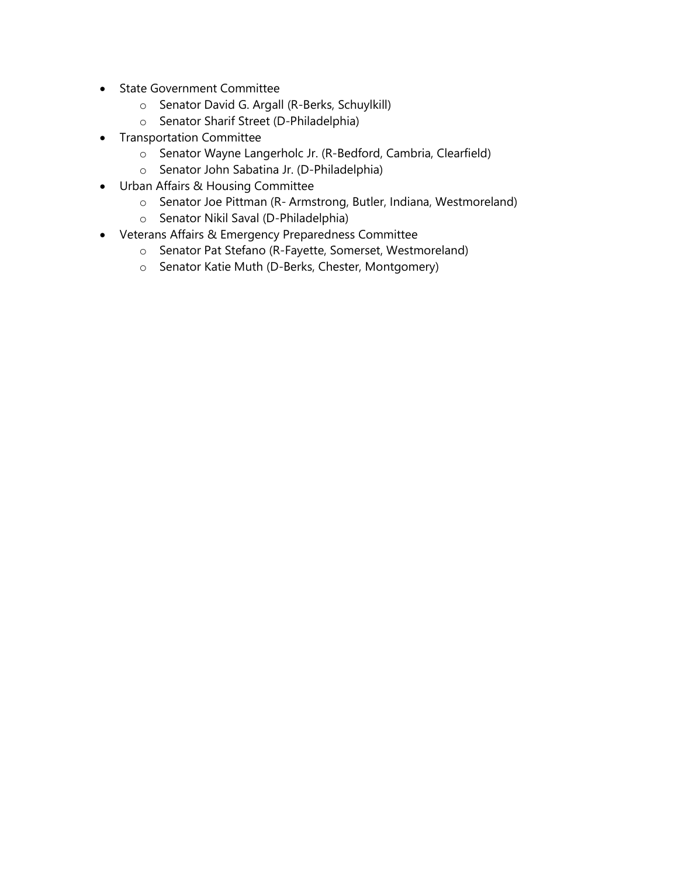- State Government Committee
  - Senator David G. Argall (R-Berks, Schuylkill)
  - Senator Sharif Street (D-Philadelphia)
- Transportation Committee
  - Senator Wayne Langerholc Jr. (R-Bedford, Cambria, Clearfield)
  - Senator John Sabatina Jr. (D-Philadelphia)
- Urban Affairs & Housing Committee
  - Senator Joe Pittman (R- Armstrong, Butler, Indiana, Westmoreland)
  - Senator Nikil Saval (D-Philadelphia)
- Veterans Affairs & Emergency Preparedness Committee
  - Senator Pat Stefano (R-Fayette, Somerset, Westmoreland)
  - Senator Katie Muth (D-Berks, Chester, Montgomery)